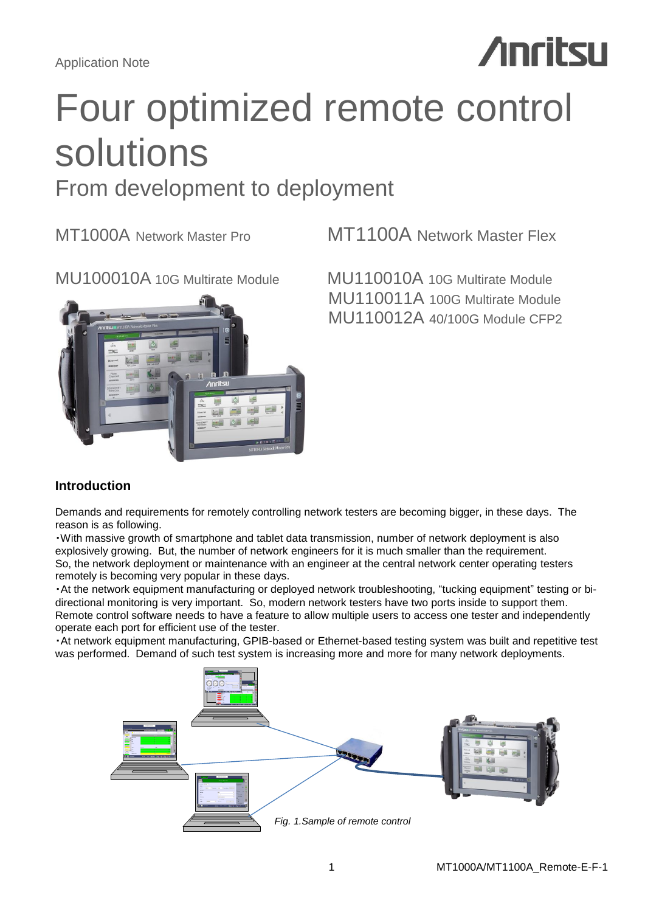Application Note

# Four optimized remote control solutions

## From development to deployment

MT1000A Network Master Pro

MU100010A 10G Multirate Module

MT1100A Network Master Flex

MU110010A 10G Multirate Module
MU110011A 100G Multirate Module
MU110012A 40/100G Module CFP2

### Introduction

Demands and requirements for remotely controlling network testers are becoming bigger, in these days. The reason is as following.

・With massive growth of smartphone and tablet data transmission, number of network deployment is also explosively growing. But, the number of network engineers for it is much smaller than the requirement. So, the network deployment or maintenance with an engineer at the central network center operating testers remotely is becoming very popular in these days.

・At the network equipment manufacturing or deployed network troubleshooting, "tucking equipment" testing or bi-directional monitoring is very important. So, modern network testers have two ports inside to support them. Remote control software needs to have a feature to allow multiple users to access one tester and independently operate each port for efficient use of the tester.

・At network equipment manufacturing, GPIB-based or Ethernet-based testing system was built and repetitive test was performed. Demand of such test system is increasing more and more for many network deployments.

*Fig. 1.Sample of remote control*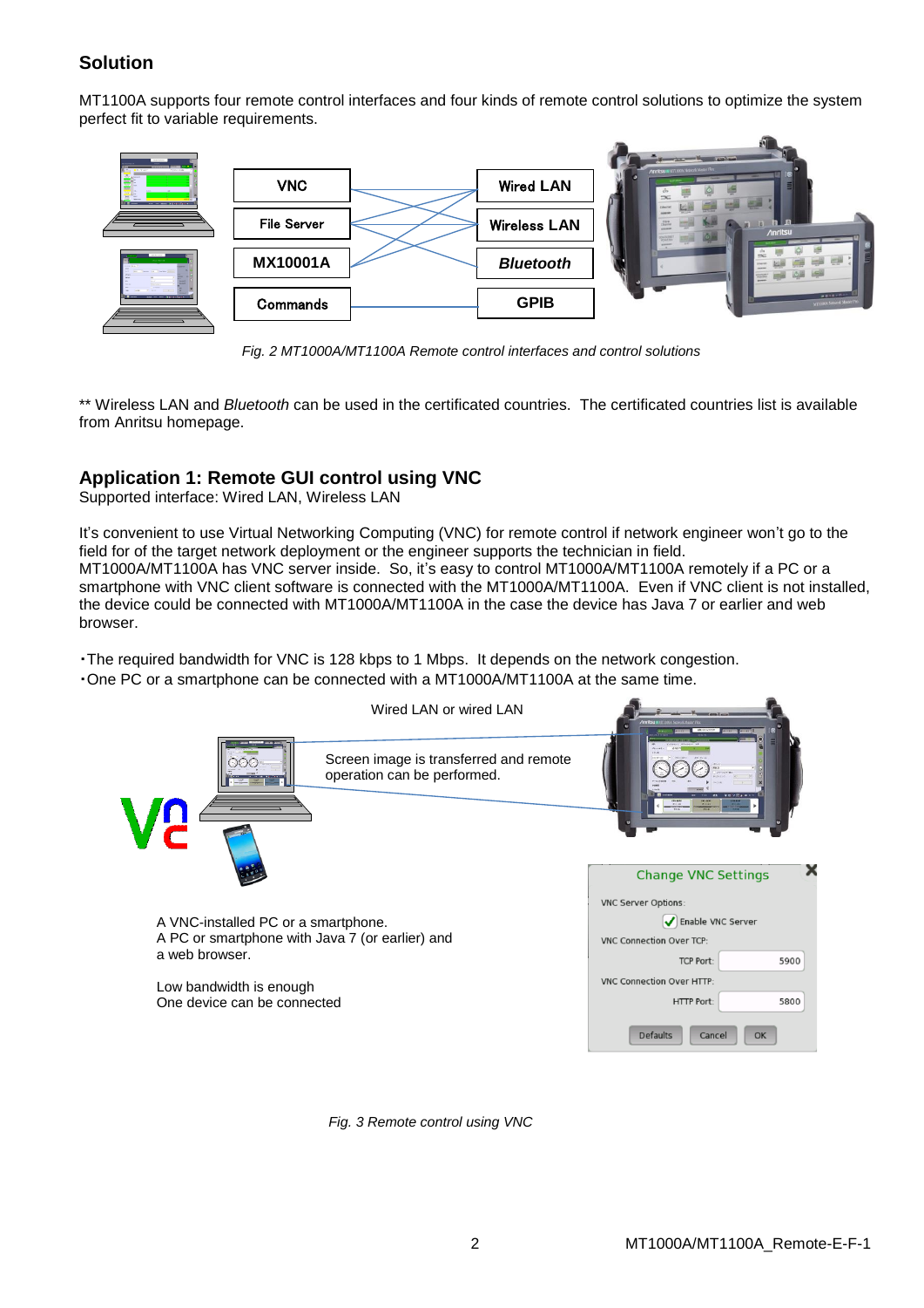## Solution

MT1100A supports four remote control interfaces and four kinds of remote control solutions to optimize the system perfect fit to variable requirements.

| VNC | Wired LAN |
| --- | --- |
| File Server | Wireless LAN |
| MX10001A | *Bluetooth* |
| Commands | GPIB |

*Fig. 2 MT1000A/MT1100A Remote control interfaces and control solutions*

** Wireless LAN and *Bluetooth* can be used in the certificated countries. The certificated countries list is available from Anritsu homepage.

## Application 1: Remote GUI control using VNC

Supported interface: Wired LAN, Wireless LAN

It's convenient to use Virtual Networking Computing (VNC) for remote control if network engineer won't go to the field for of the target network deployment or the engineer supports the technician in field.
MT1000A/MT1100A has VNC server inside. So, it's easy to control MT1000A/MT1100A remotely if a PC or a smartphone with VNC client software is connected with the MT1000A/MT1100A. Even if VNC client is not installed, the device could be connected with MT1000A/MT1100A in the case the device has Java 7 or earlier and web browser.

・The required bandwidth for VNC is 128 kbps to 1 Mbps. It depends on the network congestion.
・One PC or a smartphone can be connected with a MT1000A/MT1100A at the same time.

Wired LAN or wired LAN

Screen image is transferred and remote operation can be performed.

A VNC-installed PC or a smartphone.
A PC or smartphone with Java 7 (or earlier) and a web browser.

Low bandwidth is enough
One device can be connected

Change VNC Settings
VNC Server Options:
Enable VNC Server
VNC Connection Over TCP:
TCP Port: 5900
VNC Connection Over HTTP:
HTTP Port: 5800
Defaults Cancel OK

*Fig. 3 Remote control using VNC*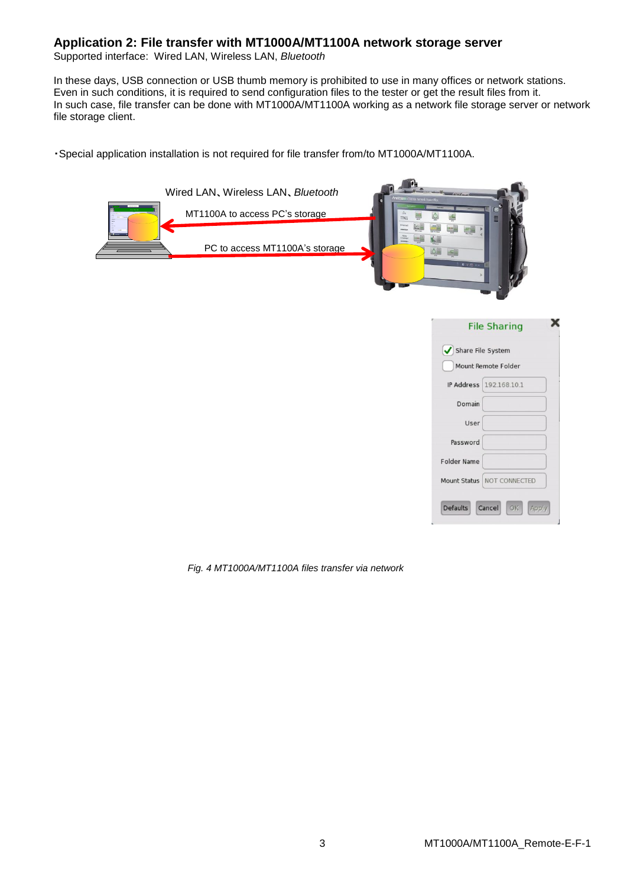## Application 2: File transfer with MT1000A/MT1100A network storage server

Supported interface:  Wired LAN, Wireless LAN, *Bluetooth*

In these days, USB connection or USB thumb memory is prohibited to use in many offices or network stations. Even in such conditions, it is required to send configuration files to the tester or get the result files from it. In such case, file transfer can be done with MT1000A/MT1100A working as a network file storage server or network file storage client.

・Special application installation is not required for file transfer from/to MT1000A/MT1100A.

Wired LAN、Wireless LAN、*Bluetooth*

MT1100A to access PC's storage

PC to access MT1100A's storage

File Sharing

- [x] Share File System
- [ ] Mount Remote Folder

| | |
|---|---|
| IP Address | 192.168.10.1 |
| Domain | |
| User | |
| Password | |
| Folder Name | |
| Mount Status | NOT CONNECTED |

Defaults  Cancel  OK  Apply

*Fig. 4 MT1000A/MT1100A files transfer via network*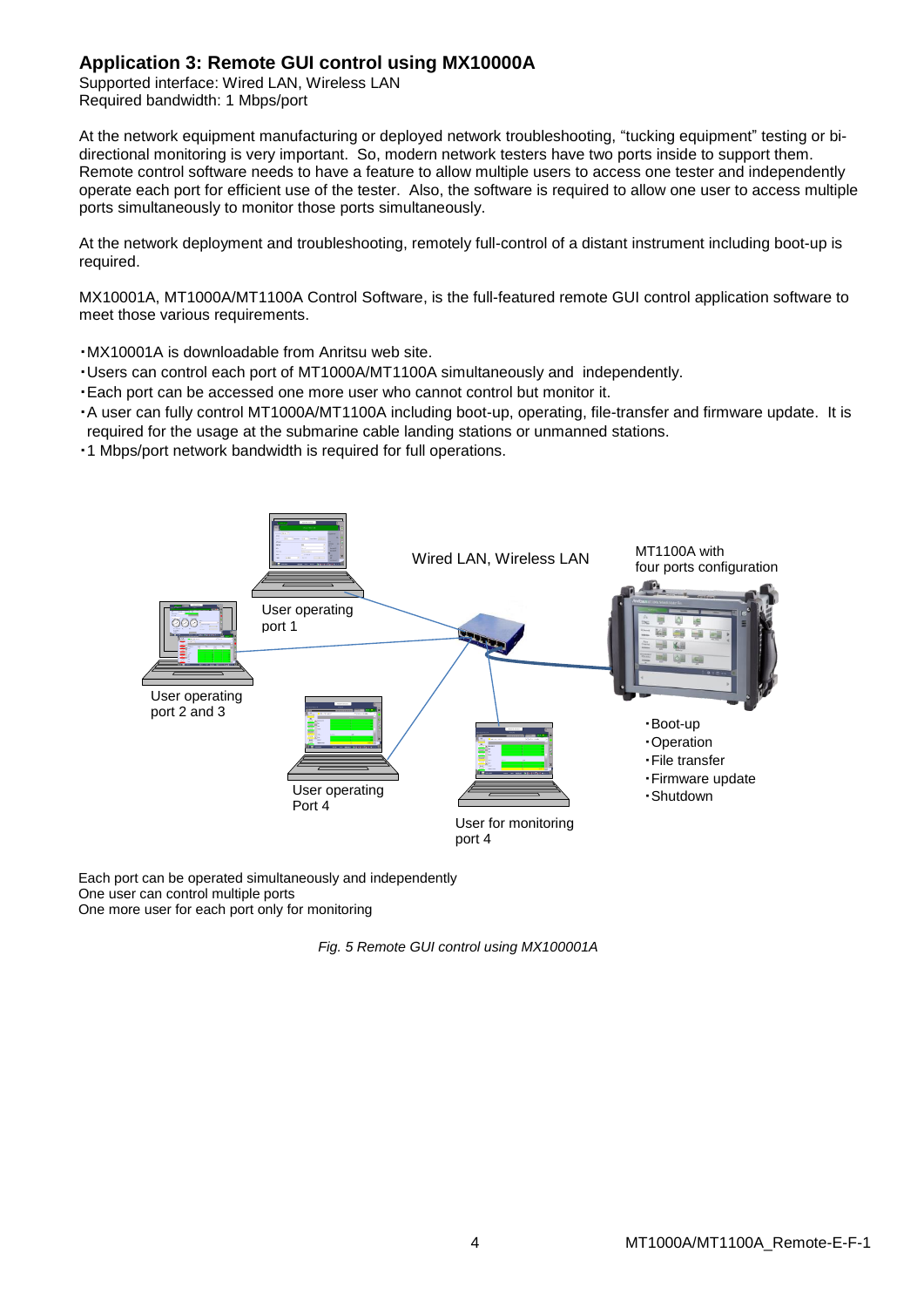## Application 3: Remote GUI control using MX10000A

Supported interface: Wired LAN, Wireless LAN
Required bandwidth: 1 Mbps/port

At the network equipment manufacturing or deployed network troubleshooting, "tucking equipment" testing or bi-directional monitoring is very important. So, modern network testers have two ports inside to support them. Remote control software needs to have a feature to allow multiple users to access one tester and independently operate each port for efficient use of the tester. Also, the software is required to allow one user to access multiple ports simultaneously to monitor those ports simultaneously.

At the network deployment and troubleshooting, remotely full-control of a distant instrument including boot-up is required.

MX10001A, MT1000A/MT1100A Control Software, is the full-featured remote GUI control application software to meet those various requirements.

・MX10001A is downloadable from Anritsu web site.
・Users can control each port of MT1000A/MT1100A simultaneously and independently.
・Each port can be accessed one more user who cannot control but monitor it.
・A user can fully control MT1000A/MT1100A including boot-up, operating, file-transfer and firmware update. It is required for the usage at the submarine cable landing stations or unmanned stations.
・1 Mbps/port network bandwidth is required for full operations.

Wired LAN, Wireless LAN

MT1100A with four ports configuration

User operating port 1

User operating port 2 and 3

User operating Port 4

User for monitoring port 4

・Boot-up
・Operation
・File transfer
・Firmware update
・Shutdown

Each port can be operated simultaneously and independently
One user can control multiple ports
One more user for each port only for monitoring

*Fig. 5 Remote GUI control using MX100001A*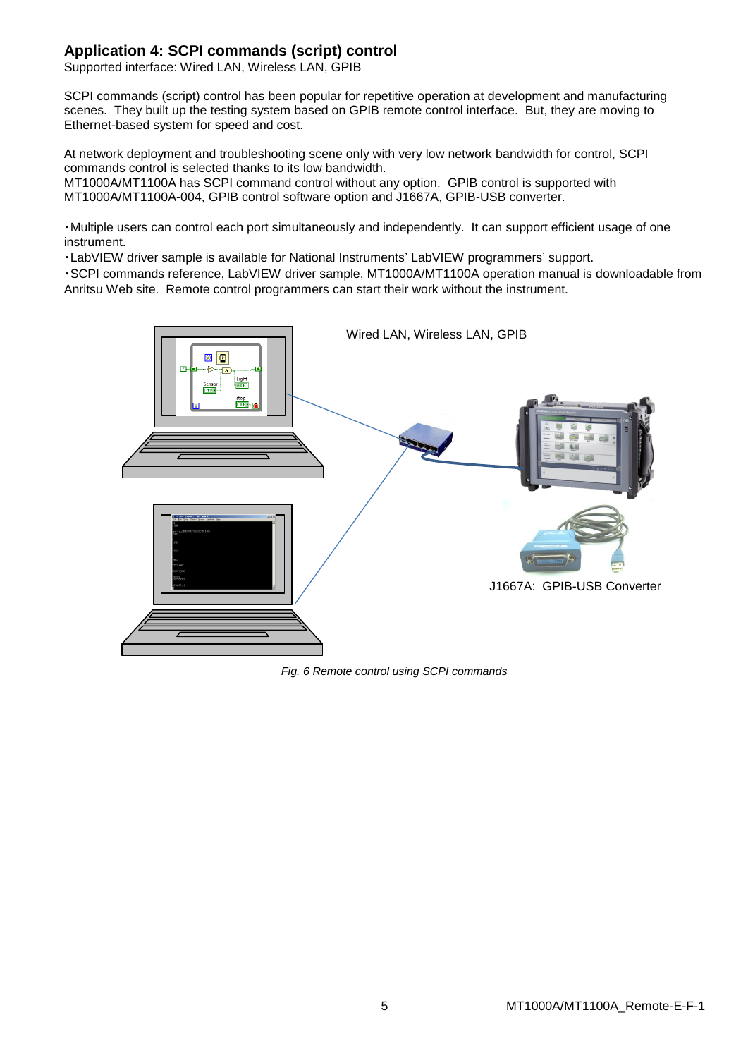## Application 4: SCPI commands (script) control

Supported interface: Wired LAN, Wireless LAN, GPIB

SCPI commands (script) control has been popular for repetitive operation at development and manufacturing scenes. They built up the testing system based on GPIB remote control interface. But, they are moving to Ethernet-based system for speed and cost.

At network deployment and troubleshooting scene only with very low network bandwidth for control, SCPI commands control is selected thanks to its low bandwidth.
MT1000A/MT1100A has SCPI command control without any option. GPIB control is supported with MT1000A/MT1100A-004, GPIB control software option and J1667A, GPIB-USB converter.

・Multiple users can control each port simultaneously and independently. It can support efficient usage of one instrument.
・LabVIEW driver sample is available for National Instruments' LabVIEW programmers' support.
・SCPI commands reference, LabVIEW driver sample, MT1000A/MT1100A operation manual is downloadable from Anritsu Web site. Remote control programmers can start their work without the instrument.

Wired LAN, Wireless LAN, GPIB

J1667A: GPIB-USB Converter

*Fig. 6 Remote control using SCPI commands*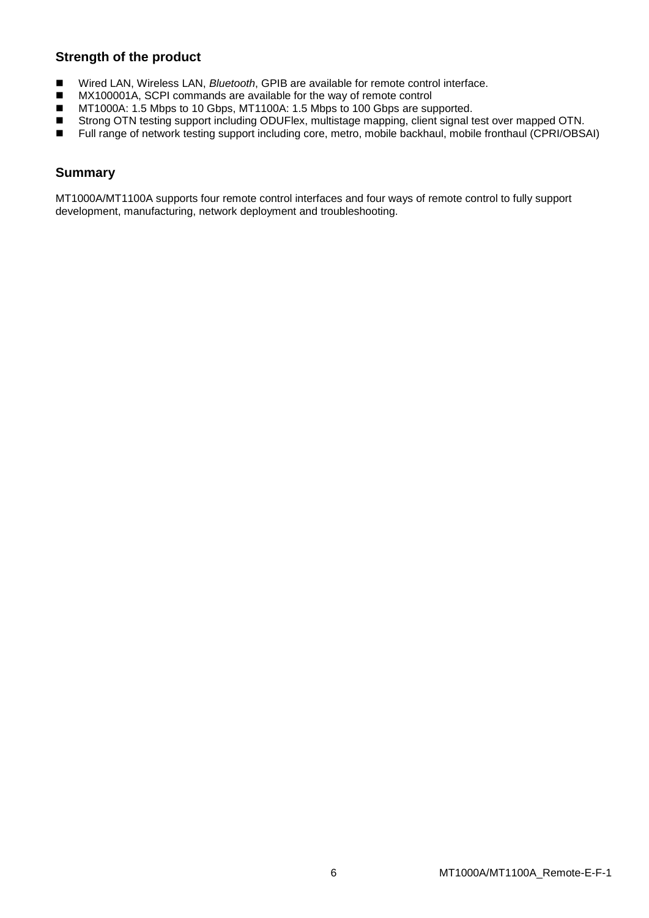## Strength of the product

- Wired LAN, Wireless LAN, *Bluetooth*, GPIB are available for remote control interface.
- MX100001A, SCPI commands are available for the way of remote control
- MT1000A: 1.5 Mbps to 10 Gbps, MT1100A: 1.5 Mbps to 100 Gbps are supported.
- Strong OTN testing support including ODUFlex, multistage mapping, client signal test over mapped OTN.
- Full range of network testing support including core, metro, mobile backhaul, mobile fronthaul (CPRI/OBSAI)

## Summary

MT1000A/MT1100A supports four remote control interfaces and four ways of remote control to fully support development, manufacturing, network deployment and troubleshooting.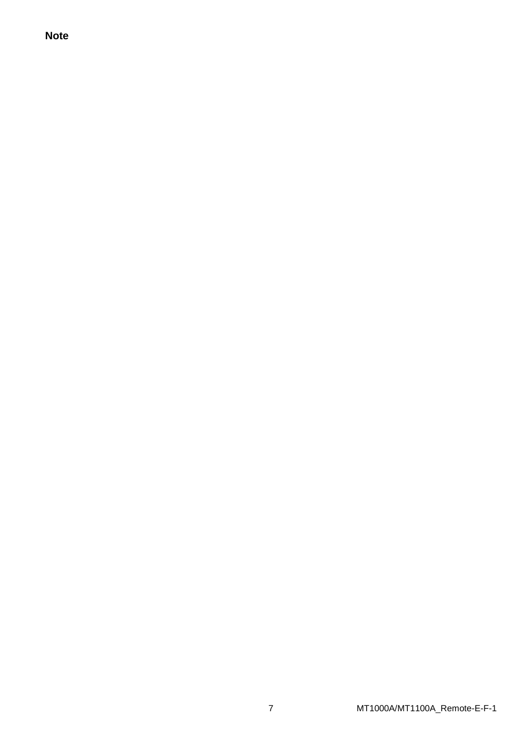**Note**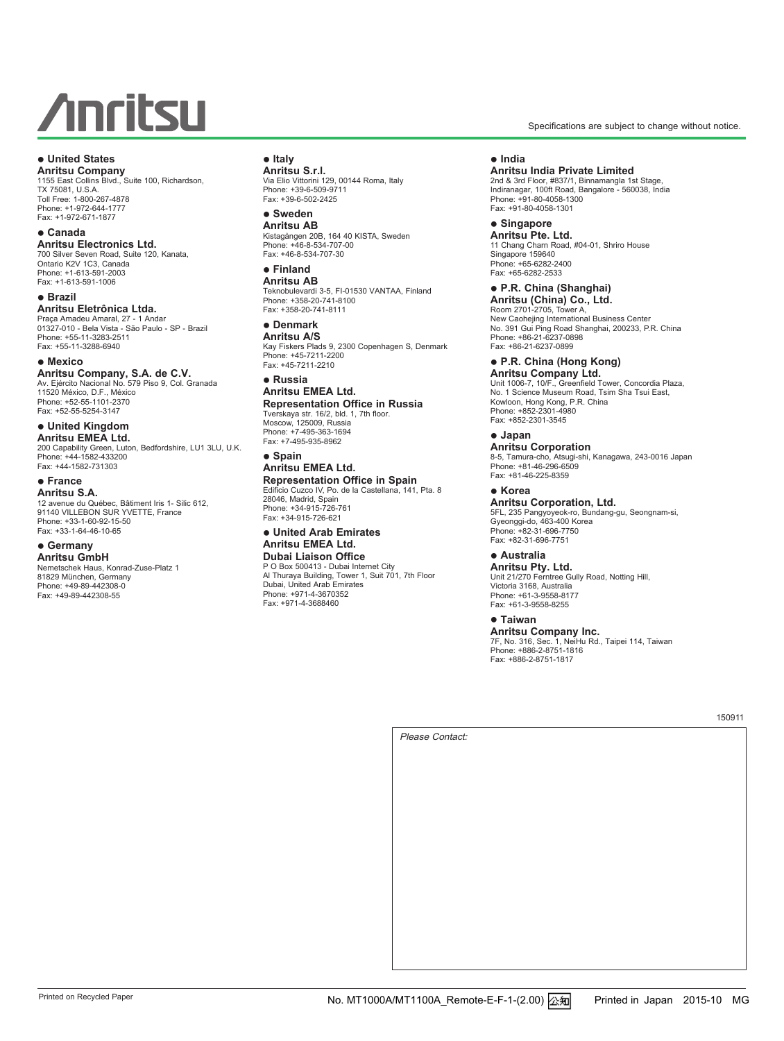# Anritsu

Specifications are subject to change without notice.

● **United States**
**Anritsu Company**
1155 East Collins Blvd., Suite 100, Richardson, TX 75081, U.S.A.
Toll Free: 1-800-267-4878
Phone: +1-972-644-1777
Fax: +1-972-671-1877

● **Canada**
**Anritsu Electronics Ltd.**
700 Silver Seven Road, Suite 120, Kanata, Ontario K2V 1C3, Canada
Phone: +1-613-591-2003
Fax: +1-613-591-1006

● **Brazil**
**Anritsu Eletrônica Ltda.**
Praça Amadeu Amaral, 27 - 1 Andar
01327-010 - Bela Vista - São Paulo - SP - Brazil
Phone: +55-11-3283-2511
Fax: +55-11-3288-6940

● **Mexico**
**Anritsu Company, S.A. de C.V.**
Av. Ejército Nacional No. 579 Piso 9, Col. Granada
11520 México, D.F., México
Phone: +52-55-1101-2370
Fax: +52-55-5254-3147

● **United Kingdom**
**Anritsu EMEA Ltd.**
200 Capability Green, Luton, Bedfordshire, LU1 3LU, U.K.
Phone: +44-1582-433200
Fax: +44-1582-731303

● **France**
**Anritsu S.A.**
12 avenue du Québec, Bâtiment Iris 1- Silic 612, 91140 VILLEBON SUR YVETTE, France
Phone: +33-1-60-92-15-50
Fax: +33-1-64-46-10-65

● **Germany**
**Anritsu GmbH**
Nemetschek Haus, Konrad-Zuse-Platz 1
81829 München, Germany
Phone: +49-89-442308-0
Fax: +49-89-442308-55

● **Italy**
**Anritsu S.r.l.**
Via Elio Vittorini 129, 00144 Roma, Italy
Phone: +39-6-509-9711
Fax: +39-6-502-2425

● **Sweden**
**Anritsu AB**
Kistagången 20B, 164 40 KISTA, Sweden
Phone: +46-8-534-707-00
Fax: +46-8-534-707-30

● **Finland**
**Anritsu AB**
Teknobulevardi 3-5, FI-01530 VANTAA, Finland
Phone: +358-20-741-8100
Fax: +358-20-741-8111

● **Denmark**
**Anritsu A/S**
Kay Fiskers Plads 9, 2300 Copenhagen S, Denmark
Phone: +45-7211-2200
Fax: +45-7211-2210

● **Russia**
**Anritsu EMEA Ltd.**
**Representation Office in Russia**
Tverskaya str. 16/2, bld. 1, 7th floor.
Moscow, 125009, Russia
Phone: +7-495-363-1694
Fax: +7-495-935-8962

● **Spain**
**Anritsu EMEA Ltd.**
**Representation Office in Spain**
Edificio Cuzco IV, Po. de la Castellana, 141, Pta. 8
28046, Madrid, Spain
Phone: +34-915-726-761
Fax: +34-915-726-621

● **United Arab Emirates**
**Anritsu EMEA Ltd.**
**Dubai Liaison Office**
P O Box 500413 - Dubai Internet City
Al Thuraya Building, Tower 1, Suit 701, 7th Floor
Dubai, United Arab Emirates
Phone: +971-4-3670352
Fax: +971-4-3688460

● **India**
**Anritsu India Private Limited**
2nd & 3rd Floor, #837/1, Binnamangla 1st Stage, Indiranagar, 100ft Road, Bangalore - 560038, India
Phone: +91-80-4058-1300
Fax: +91-80-4058-1301

● **Singapore**
**Anritsu Pte. Ltd.**
11 Chang Charn Road, #04-01, Shriro House
Singapore 159640
Phone: +65-6282-2400
Fax: +65-6282-2533

● **P.R. China (Shanghai)**
**Anritsu (China) Co., Ltd.**
Room 2701-2705, Tower A,
New Caohejing International Business Center
No. 391 Gui Ping Road Shanghai, 200233, P.R. China
Phone: +86-21-6237-0898
Fax: +86-21-6237-0899

● **P.R. China (Hong Kong)**
**Anritsu Company Ltd.**
Unit 1006-7, 10/F., Greenfield Tower, Concordia Plaza,
No. 1 Science Museum Road, Tsim Sha Tsui East,
Kowloon, Hong Kong, P.R. China
Phone: +852-2301-4980
Fax: +852-2301-3545

● **Japan**
**Anritsu Corporation**
8-5, Tamura-cho, Atsugi-shi, Kanagawa, 243-0016 Japan
Phone: +81-46-296-6509
Fax: +81-46-225-8359

● **Korea**
**Anritsu Corporation, Ltd.**
5FL, 235 Pangyoyeok-ro, Bundang-gu, Seongnam-si, Gyeonggi-do, 463-400 Korea
Phone: +82-31-696-7750
Fax: +82-31-696-7751

● **Australia**
**Anritsu Pty. Ltd.**
Unit 21/270 Ferntree Gully Road, Notting Hill, Victoria 3168, Australia
Phone: +61-3-9558-8177
Fax: +61-3-9558-8255

● **Taiwan**
**Anritsu Company Inc.**
7F, No. 316, Sec. 1, NeiHu Rd., Taipei 114, Taiwan
Phone: +886-2-8751-1816
Fax: +886-2-8751-1817

150911

*Please Contact:*

Printed on Recycled Paper

No. MT1000A/MT1100A_Remote-E-F-1-(2.00) 公知 Printed in Japan 2015-10 MG